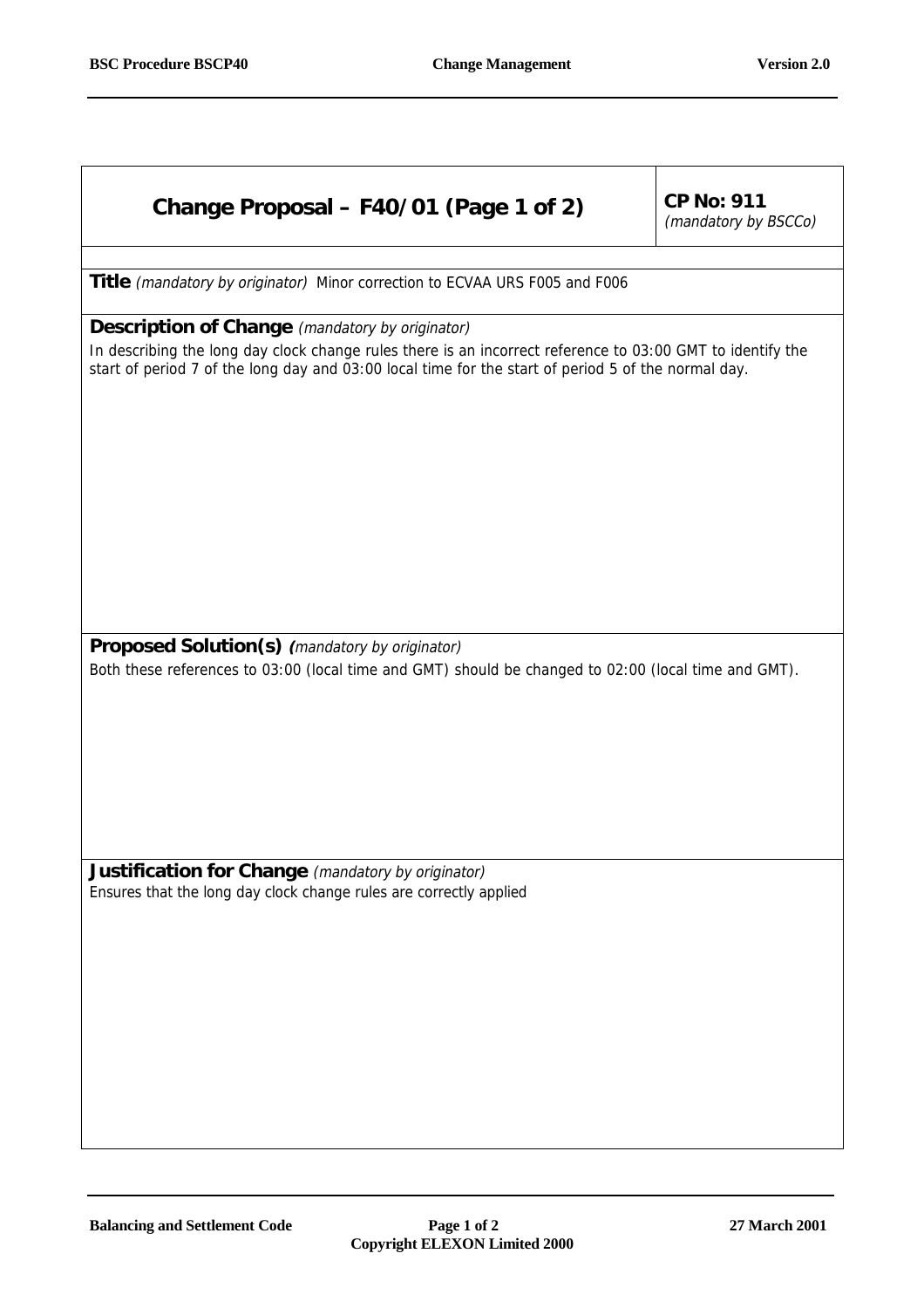## Change Proposal – F40/01 (Page 1 of 2)

**CP No: 911**
*(mandatory by BSCCo)*

**Title** *(mandatory by originator)* Minor correction to ECVAA URS F005 and F006

**Description of Change** *(mandatory by originator)*

In describing the long day clock change rules there is an incorrect reference to 03:00 GMT to identify the start of period 7 of the long day and 03:00 local time for the start of period 5 of the normal day.

**Proposed Solution(s)** *(mandatory by originator)*

Both these references to 03:00 (local time and GMT) should be changed to 02:00 (local time and GMT).

**Justification for Change** *(mandatory by originator)*

Ensures that the long day clock change rules are correctly applied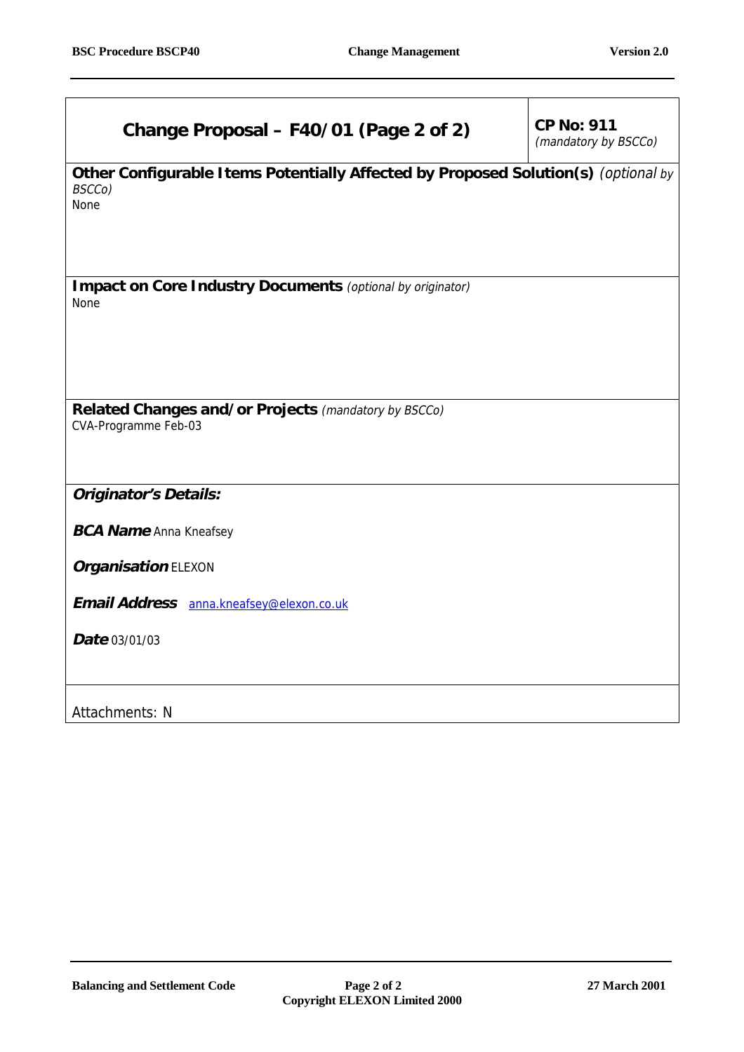## Change Proposal – F40/01 (Page 2 of 2)

**CP No: 911**
*(mandatory by BSCCo)*

**Other Configurable Items Potentially Affected by Proposed Solution(s)** *(optional by BSCCo)*

None

**Impact on Core Industry Documents** *(optional by originator)*

None

**Related Changes and/or Projects** *(mandatory by BSCCo)*

CVA-Programme Feb-03

***Originator's Details:***

***BCA Name*** Anna Kneafsey

***Organisation*** ELEXON

***Email Address*** anna.kneafsey@elexon.co.uk

***Date*** 03/01/03

Attachments: N